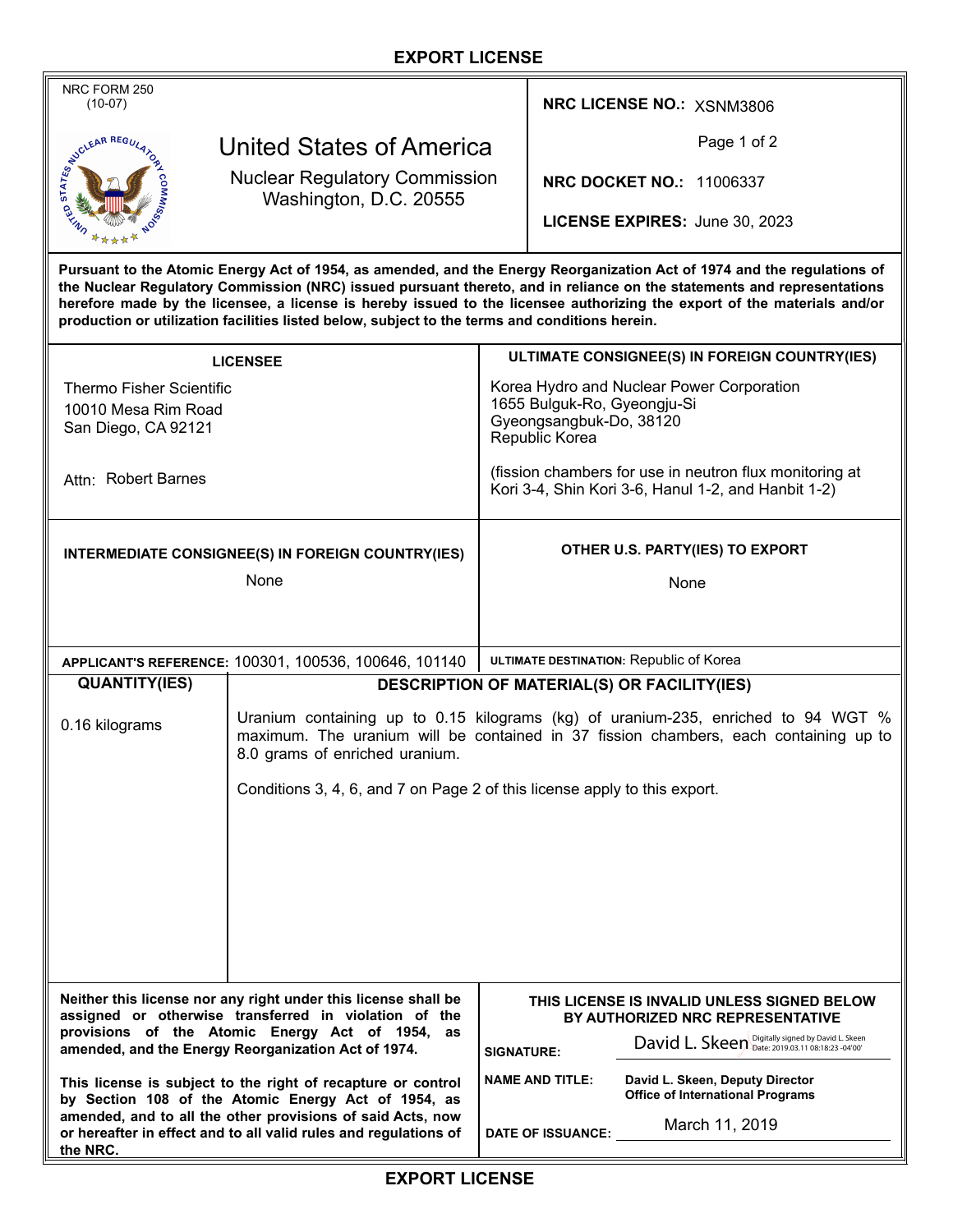# EXPORT LICENSE

NRC FORM 250
(10-07)

**United States of America**
Nuclear Regulatory Commission
Washington, D.C. 20555

**NRC LICENSE NO.:** XSNM3806

**NRC DOCKET NO.:** 11006337

**LICENSE EXPIRES:** June 30, 2023

**Pursuant to the Atomic Energy Act of 1954, as amended, and the Energy Reorganization Act of 1974 and the regulations of the Nuclear Regulatory Commission (NRC) issued pursuant thereto, and in reliance on the statements and representations herefore made by the licensee, a license is hereby issued to the licensee authorizing the export of the materials and/or production or utilization facilities listed below, subject to the terms and conditions herein.**

| LICENSEE | ULTIMATE CONSIGNEE(S) IN FOREIGN COUNTRY(IES) |
|---|---|
| Thermo Fisher Scientific<br>10010 Mesa Rim Road<br>San Diego, CA 92121<br><br>Attn: Robert Barnes | Korea Hydro and Nuclear Power Corporation<br>1655 Bulguk-Ro, Gyeongju-Si<br>Gyeongsangbuk-Do, 38120<br>Republic Korea<br><br>(fission chambers for use in neutron flux monitoring at Kori 3-4, Shin Kori 3-6, Hanul 1-2, and Hanbit 1-2) |

| INTERMEDIATE CONSIGNEE(S) IN FOREIGN COUNTRY(IES) | OTHER U.S. PARTY(IES) TO EXPORT |
|---|---|
| None | None |

**APPLICANT'S REFERENCE:** 100301, 100536, 100646, 101140

**ULTIMATE DESTINATION:** Republic of Korea

| QUANTITY(IES) | DESCRIPTION OF MATERIAL(S) OR FACILITY(IES) |
|---|---|
| 0.16 kilograms | Uranium containing up to 0.15 kilograms (kg) of uranium-235, enriched to 94 WGT % maximum. The uranium will be contained in 37 fission chambers, each containing up to 8.0 grams of enriched uranium.<br><br>Conditions 3, 4, 6, and 7 on Page 2 of this license apply to this export. |

**Neither this license nor any right under this license shall be assigned or otherwise transferred in violation of the provisions of the Atomic Energy Act of 1954, as amended, and the Energy Reorganization Act of 1974.**

**This license is subject to the right of recapture or control by Section 108 of the Atomic Energy Act of 1954, as amended, and to all the other provisions of said Acts, now or hereafter in effect and to all valid rules and regulations of the NRC.**

**THIS LICENSE IS INVALID UNLESS SIGNED BELOW BY AUTHORIZED NRC REPRESENTATIVE**

**SIGNATURE:** David L. Skeen (Digitally signed by David L. Skeen Date: 2019.03.11 08:18:23 -04'00')

**NAME AND TITLE:** **David L. Skeen, Deputy Director, Office of International Programs**

**DATE OF ISSUANCE:** March 11, 2019

**EXPORT LICENSE**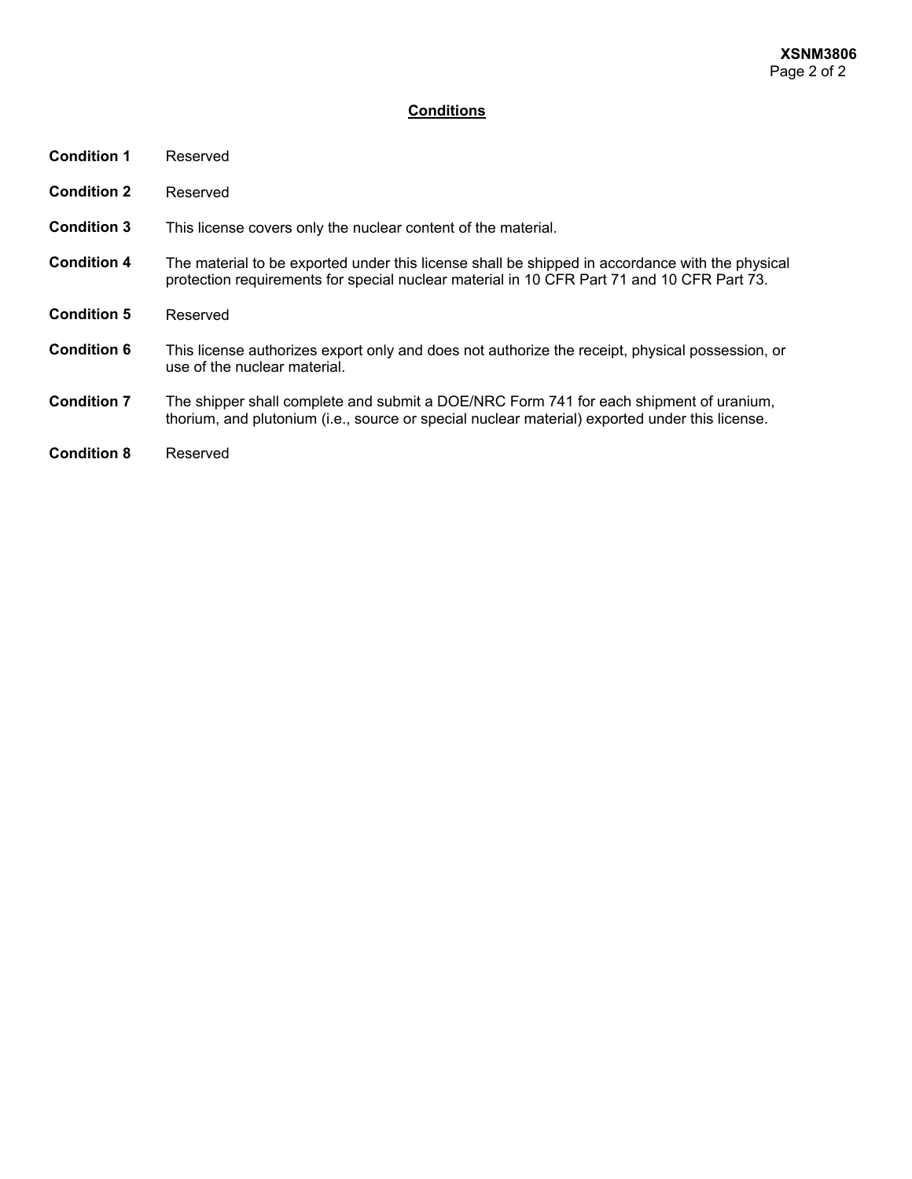**XSNM3806**

## Conditions

**Condition 1** Reserved

**Condition 2** Reserved

**Condition 3** This license covers only the nuclear content of the material.

**Condition 4** The material to be exported under this license shall be shipped in accordance with the physical protection requirements for special nuclear material in 10 CFR Part 71 and 10 CFR Part 73.

**Condition 5** Reserved

**Condition 6** This license authorizes export only and does not authorize the receipt, physical possession, or use of the nuclear material.

**Condition 7** The shipper shall complete and submit a DOE/NRC Form 741 for each shipment of uranium, thorium, and plutonium (i.e., source or special nuclear material) exported under this license.

**Condition 8** Reserved